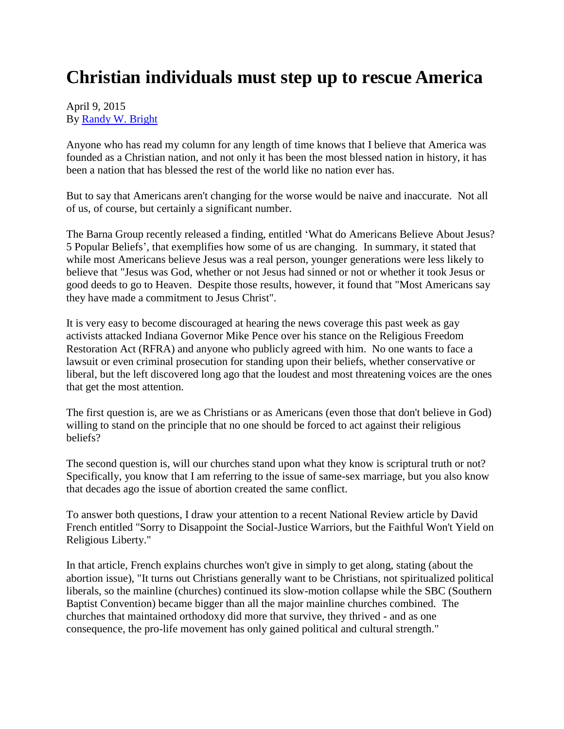# Christian individuals must step up to rescue America

April 9, 2015
By [Randy W. Bright]

Anyone who has read my column for any length of time knows that I believe that America was founded as a Christian nation, and not only it has been the most blessed nation in history, it has been a nation that has blessed the rest of the world like no nation ever has.

But to say that Americans aren't changing for the worse would be naive and inaccurate. Not all of us, of course, but certainly a significant number.

The Barna Group recently released a finding, entitled 'What do Americans Believe About Jesus? 5 Popular Beliefs', that exemplifies how some of us are changing. In summary, it stated that while most Americans believe Jesus was a real person, younger generations were less likely to believe that "Jesus was God, whether or not Jesus had sinned or not or whether it took Jesus or good deeds to go to Heaven. Despite those results, however, it found that "Most Americans say they have made a commitment to Jesus Christ".

It is very easy to become discouraged at hearing the news coverage this past week as gay activists attacked Indiana Governor Mike Pence over his stance on the Religious Freedom Restoration Act (RFRA) and anyone who publicly agreed with him. No one wants to face a lawsuit or even criminal prosecution for standing upon their beliefs, whether conservative or liberal, but the left discovered long ago that the loudest and most threatening voices are the ones that get the most attention.

The first question is, are we as Christians or as Americans (even those that don't believe in God) willing to stand on the principle that no one should be forced to act against their religious beliefs?

The second question is, will our churches stand upon what they know is scriptural truth or not? Specifically, you know that I am referring to the issue of same-sex marriage, but you also know that decades ago the issue of abortion created the same conflict.

To answer both questions, I draw your attention to a recent National Review article by David French entitled "Sorry to Disappoint the Social-Justice Warriors, but the Faithful Won't Yield on Religious Liberty."

In that article, French explains churches won't give in simply to get along, stating (about the abortion issue), "It turns out Christians generally want to be Christians, not spiritualized political liberals, so the mainline (churches) continued its slow-motion collapse while the SBC (Southern Baptist Convention) became bigger than all the major mainline churches combined. The churches that maintained orthodoxy did more that survive, they thrived - and as one consequence, the pro-life movement has only gained political and cultural strength."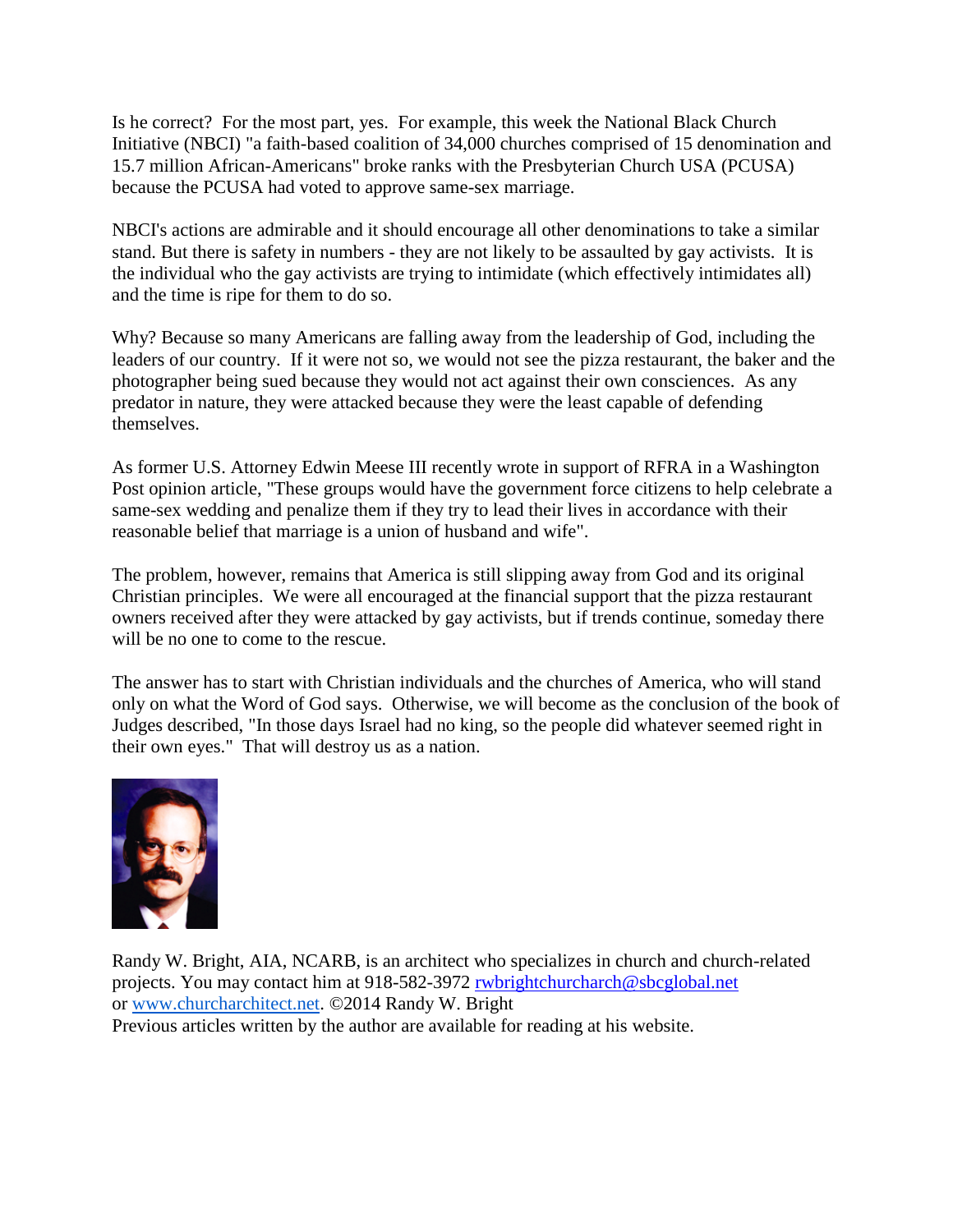Is he correct? For the most part, yes. For example, this week the National Black Church Initiative (NBCI) "a faith-based coalition of 34,000 churches comprised of 15 denomination and 15.7 million African-Americans" broke ranks with the Presbyterian Church USA (PCUSA) because the PCUSA had voted to approve same-sex marriage.

NBCI's actions are admirable and it should encourage all other denominations to take a similar stand. But there is safety in numbers - they are not likely to be assaulted by gay activists. It is the individual who the gay activists are trying to intimidate (which effectively intimidates all) and the time is ripe for them to do so.

Why? Because so many Americans are falling away from the leadership of God, including the leaders of our country. If it were not so, we would not see the pizza restaurant, the baker and the photographer being sued because they would not act against their own consciences. As any predator in nature, they were attacked because they were the least capable of defending themselves.

As former U.S. Attorney Edwin Meese III recently wrote in support of RFRA in a Washington Post opinion article, "These groups would have the government force citizens to help celebrate a same-sex wedding and penalize them if they try to lead their lives in accordance with their reasonable belief that marriage is a union of husband and wife".

The problem, however, remains that America is still slipping away from God and its original Christian principles. We were all encouraged at the financial support that the pizza restaurant owners received after they were attacked by gay activists, but if trends continue, someday there will be no one to come to the rescue.

The answer has to start with Christian individuals and the churches of America, who will stand only on what the Word of God says. Otherwise, we will become as the conclusion of the book of Judges described, "In those days Israel had no king, so the people did whatever seemed right in their own eyes." That will destroy us as a nation.

Randy W. Bright, AIA, NCARB, is an architect who specializes in church and church-related projects. You may contact him at 918-582-3972 rwbrightchurcharch@sbcglobal.net or www.churcharchitect.net. ©2014 Randy W. Bright
Previous articles written by the author are available for reading at his website.